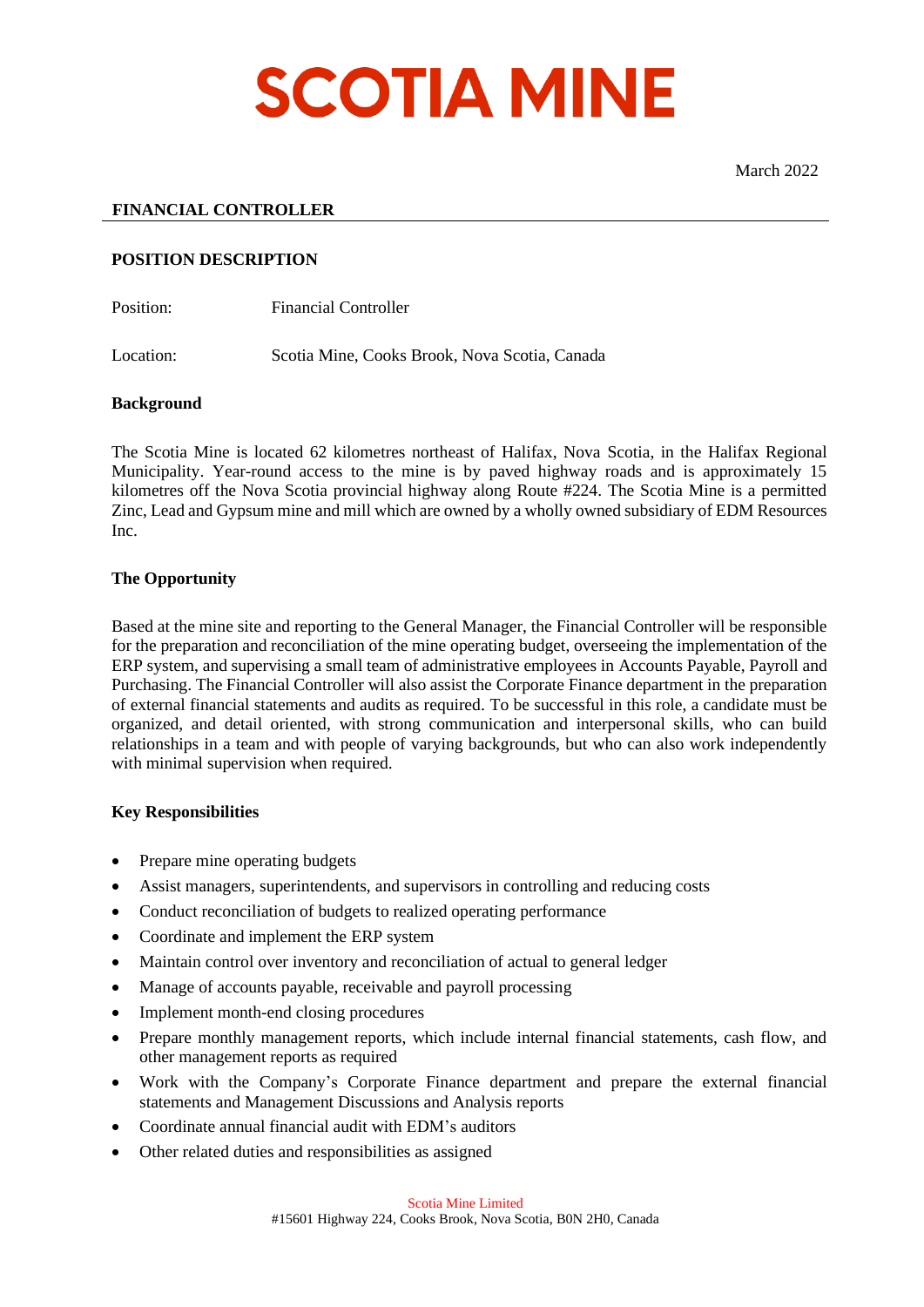# SCOTIA MINE

March 2022

**FINANCIAL CONTROLLER**

**POSITION DESCRIPTION**

Position: Financial Controller

Location: Scotia Mine, Cooks Brook, Nova Scotia, Canada

**Background**

The Scotia Mine is located 62 kilometres northeast of Halifax, Nova Scotia, in the Halifax Regional Municipality. Year-round access to the mine is by paved highway roads and is approximately 15 kilometres off the Nova Scotia provincial highway along Route #224. The Scotia Mine is a permitted Zinc, Lead and Gypsum mine and mill which are owned by a wholly owned subsidiary of EDM Resources Inc.

**The Opportunity**

Based at the mine site and reporting to the General Manager, the Financial Controller will be responsible for the preparation and reconciliation of the mine operating budget, overseeing the implementation of the ERP system, and supervising a small team of administrative employees in Accounts Payable, Payroll and Purchasing. The Financial Controller will also assist the Corporate Finance department in the preparation of external financial statements and audits as required. To be successful in this role, a candidate must be organized, and detail oriented, with strong communication and interpersonal skills, who can build relationships in a team and with people of varying backgrounds, but who can also work independently with minimal supervision when required.

**Key Responsibilities**

- Prepare mine operating budgets
- Assist managers, superintendents, and supervisors in controlling and reducing costs
- Conduct reconciliation of budgets to realized operating performance
- Coordinate and implement the ERP system
- Maintain control over inventory and reconciliation of actual to general ledger
- Manage of accounts payable, receivable and payroll processing
- Implement month-end closing procedures
- Prepare monthly management reports, which include internal financial statements, cash flow, and other management reports as required
- Work with the Company's Corporate Finance department and prepare the external financial statements and Management Discussions and Analysis reports
- Coordinate annual financial audit with EDM's auditors
- Other related duties and responsibilities as assigned

Scotia Mine Limited
#15601 Highway 224, Cooks Brook, Nova Scotia, B0N 2H0, Canada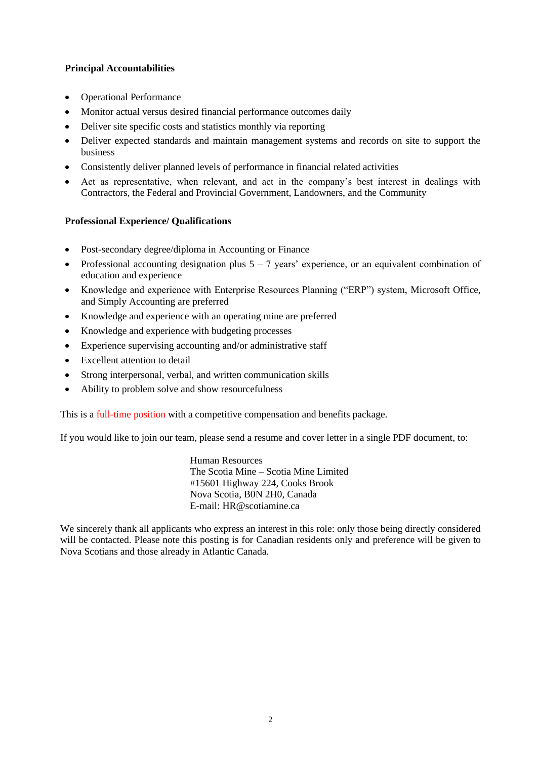**Principal Accountabilities**

- Operational Performance
- Monitor actual versus desired financial performance outcomes daily
- Deliver site specific costs and statistics monthly via reporting
- Deliver expected standards and maintain management systems and records on site to support the business
- Consistently deliver planned levels of performance in financial related activities
- Act as representative, when relevant, and act in the company's best interest in dealings with Contractors, the Federal and Provincial Government, Landowners, and the Community

**Professional Experience/ Qualifications**

- Post-secondary degree/diploma in Accounting or Finance
- Professional accounting designation plus 5 – 7 years' experience, or an equivalent combination of education and experience
- Knowledge and experience with Enterprise Resources Planning ("ERP") system, Microsoft Office, and Simply Accounting are preferred
- Knowledge and experience with an operating mine are preferred
- Knowledge and experience with budgeting processes
- Experience supervising accounting and/or administrative staff
- Excellent attention to detail
- Strong interpersonal, verbal, and written communication skills
- Ability to problem solve and show resourcefulness

This is a full-time position with a competitive compensation and benefits package.

If you would like to join our team, please send a resume and cover letter in a single PDF document, to:

Human Resources
The Scotia Mine – Scotia Mine Limited
#15601 Highway 224, Cooks Brook
Nova Scotia, B0N 2H0, Canada
E-mail: HR@scotiamine.ca

We sincerely thank all applicants who express an interest in this role: only those being directly considered will be contacted. Please note this posting is for Canadian residents only and preference will be given to Nova Scotians and those already in Atlantic Canada.